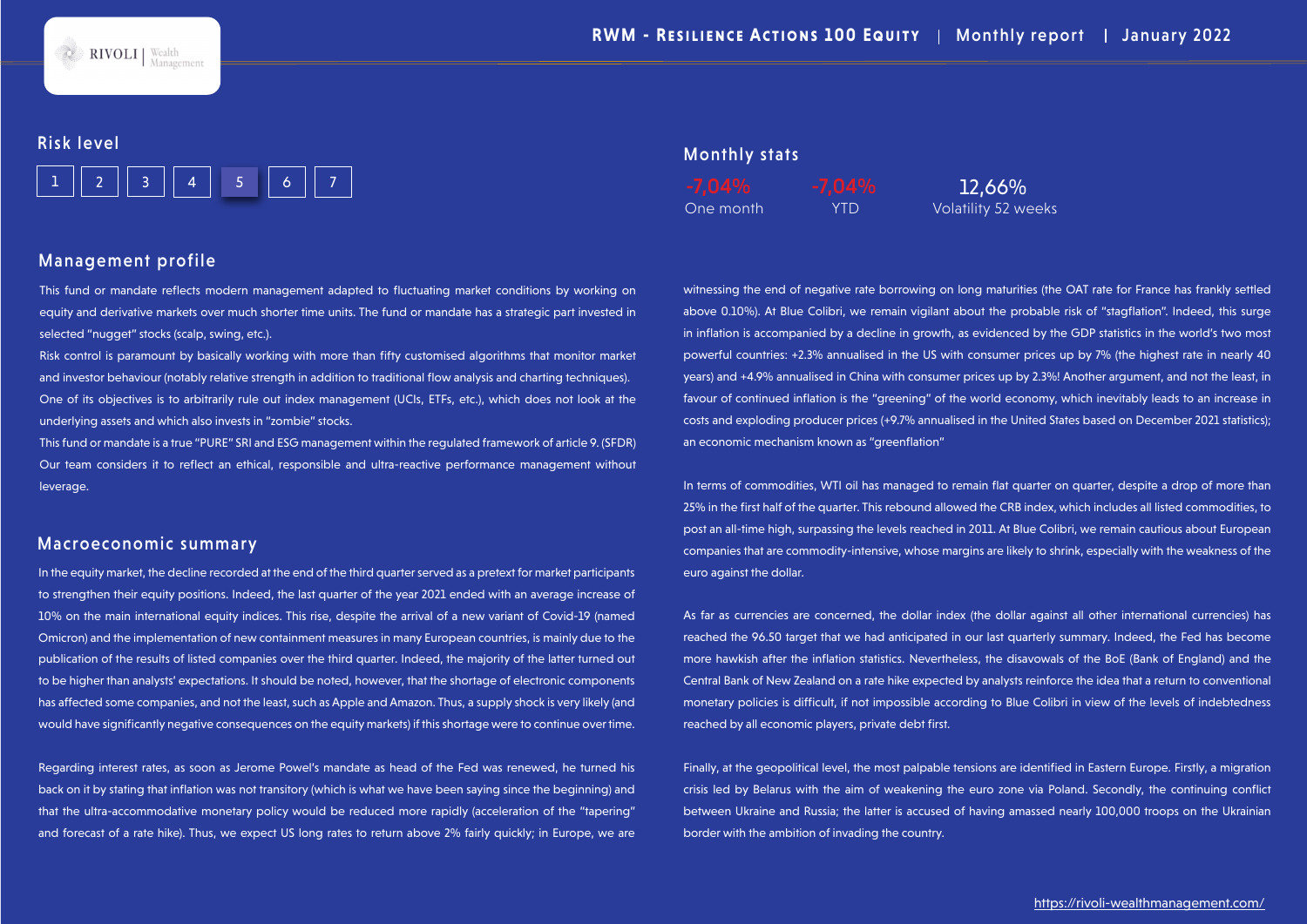# RWM - Resilience Actions 100 Equity | Monthly report | January 2022

## Risk level

1 | 2 | 3 | 4 | **5** | 6 | 7

## Monthly stats

| -7,04% | -7,04% | 12,66% |
|---|---|---|
| One month | YTD | Volatility 52 weeks |

## Management profile

This fund or mandate reflects modern management adapted to fluctuating market conditions by working on equity and derivative markets over much shorter time units. The fund or mandate has a strategic part invested in selected "nugget" stocks (scalp, swing, etc.).

Risk control is paramount by basically working with more than fifty customised algorithms that monitor market and investor behaviour (notably relative strength in addition to traditional flow analysis and charting techniques).

One of its objectives is to arbitrarily rule out index management (UCIs, ETFs, etc.), which does not look at the underlying assets and which also invests in "zombie" stocks.

This fund or mandate is a true "PURE" SRI and ESG management within the regulated framework of article 9. (SFDR) Our team considers it to reflect an ethical, responsible and ultra-reactive performance management without leverage.

## Macroeconomic summary

In the equity market, the decline recorded at the end of the third quarter served as a pretext for market participants to strengthen their equity positions. Indeed, the last quarter of the year 2021 ended with an average increase of 10% on the main international equity indices. This rise, despite the arrival of a new variant of Covid-19 (named Omicron) and the implementation of new containment measures in many European countries, is mainly due to the publication of the results of listed companies over the third quarter. Indeed, the majority of the latter turned out to be higher than analysts' expectations. It should be noted, however, that the shortage of electronic components has affected some companies, and not the least, such as Apple and Amazon. Thus, a supply shock is very likely (and would have significantly negative consequences on the equity markets) if this shortage were to continue over time.

Regarding interest rates, as soon as Jerome Powel's mandate as head of the Fed was renewed, he turned his back on it by stating that inflation was not transitory (which is what we have been saying since the beginning) and that the ultra-accommodative monetary policy would be reduced more rapidly (acceleration of the "tapering" and forecast of a rate hike). Thus, we expect US long rates to return above 2% fairly quickly; in Europe, we are witnessing the end of negative rate borrowing on long maturities (the OAT rate for France has frankly settled above 0.10%). At Blue Colibri, we remain vigilant about the probable risk of "stagflation". Indeed, this surge in inflation is accompanied by a decline in growth, as evidenced by the GDP statistics in the world's two most powerful countries: +2.3% annualised in the US with consumer prices up by 7% (the highest rate in nearly 40 years) and +4.9% annualised in China with consumer prices up by 2.3%! Another argument, and not the least, in favour of continued inflation is the "greening" of the world economy, which inevitably leads to an increase in costs and exploding producer prices (+9.7% annualised in the United States based on December 2021 statistics); an economic mechanism known as "greenflation"

In terms of commodities, WTI oil has managed to remain flat quarter on quarter, despite a drop of more than 25% in the first half of the quarter. This rebound allowed the CRB index, which includes all listed commodities, to post an all-time high, surpassing the levels reached in 2011. At Blue Colibri, we remain cautious about European companies that are commodity-intensive, whose margins are likely to shrink, especially with the weakness of the euro against the dollar.

As far as currencies are concerned, the dollar index (the dollar against all other international currencies) has reached the 96.50 target that we had anticipated in our last quarterly summary. Indeed, the Fed has become more hawkish after the inflation statistics. Nevertheless, the disavowals of the BoE (Bank of England) and the Central Bank of New Zealand on a rate hike expected by analysts reinforce the idea that a return to conventional monetary policies is difficult, if not impossible according to Blue Colibri in view of the levels of indebtedness reached by all economic players, private debt first.

Finally, at the geopolitical level, the most palpable tensions are identified in Eastern Europe. Firstly, a migration crisis led by Belarus with the aim of weakening the euro zone via Poland. Secondly, the continuing conflict between Ukraine and Russia; the latter is accused of having amassed nearly 100,000 troops on the Ukrainian border with the ambition of invading the country.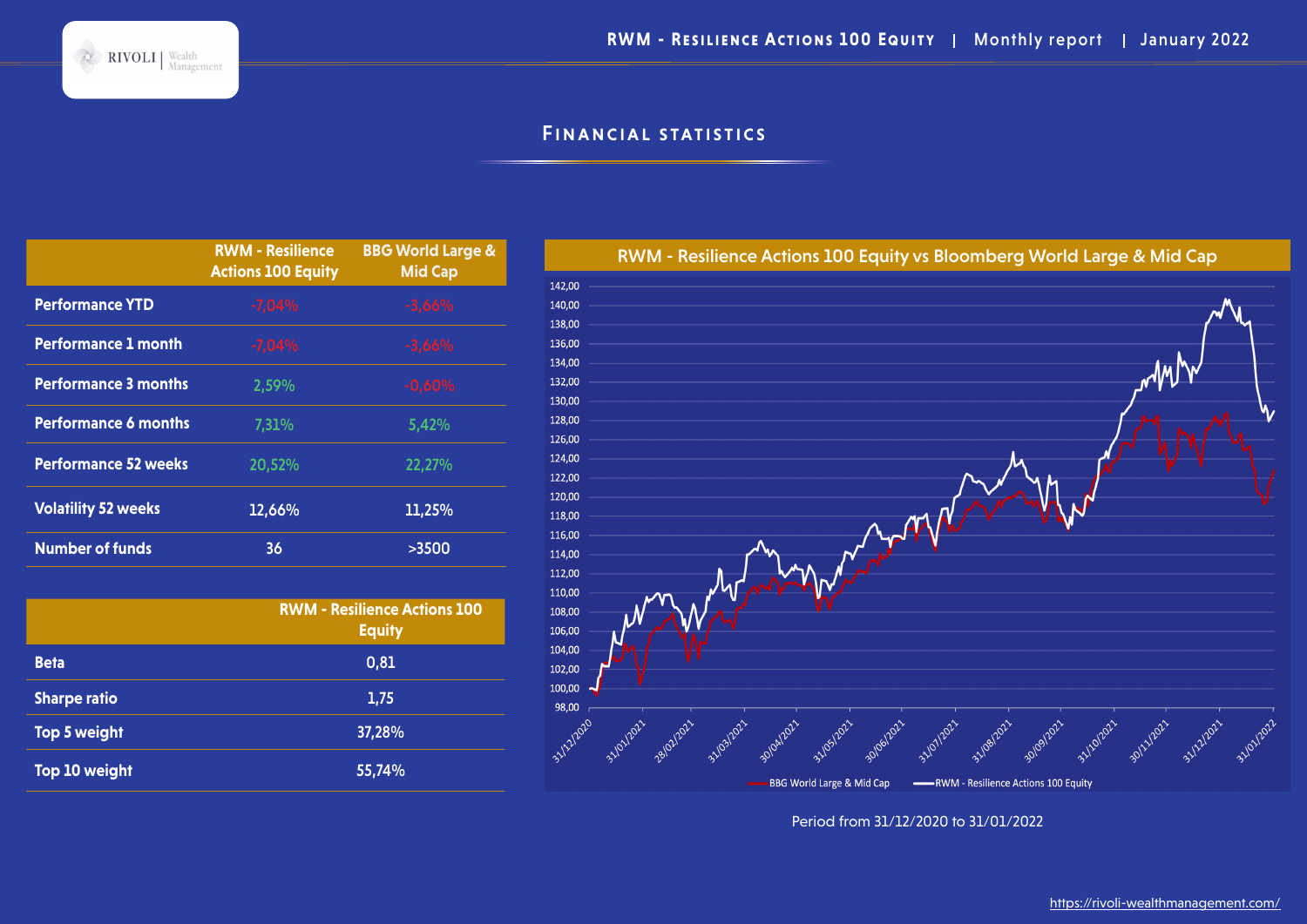## Financial statistics

| | RWM - Resilience Actions 100 Equity | BBG World Large & Mid Cap |
|---|---|---|
| Performance YTD | -7,04% | -3,66% |
| Performance 1 month | -7,04% | -3,66% |
| Performance 3 months | 2,59% | -0,60% |
| Performance 6 months | 7,31% | 5,42% |
| Performance 52 weeks | 20,52% | 22,27% |
| Volatility 52 weeks | 12,66% | 11,25% |
| Number of funds | 36 | >3500 |

| | RWM - Resilience Actions 100 Equity |
|---|---|
| Beta | 0,81 |
| Sharpe ratio | 1,75 |
| Top 5 weight | 37,28% |
| Top 10 weight | 55,74% |

**RWM - Resilience Actions 100 Equity vs Bloomberg World Large & Mid Cap**

Period from 31/12/2020 to 31/01/2022

https://rivoli-wealthmanagement.com/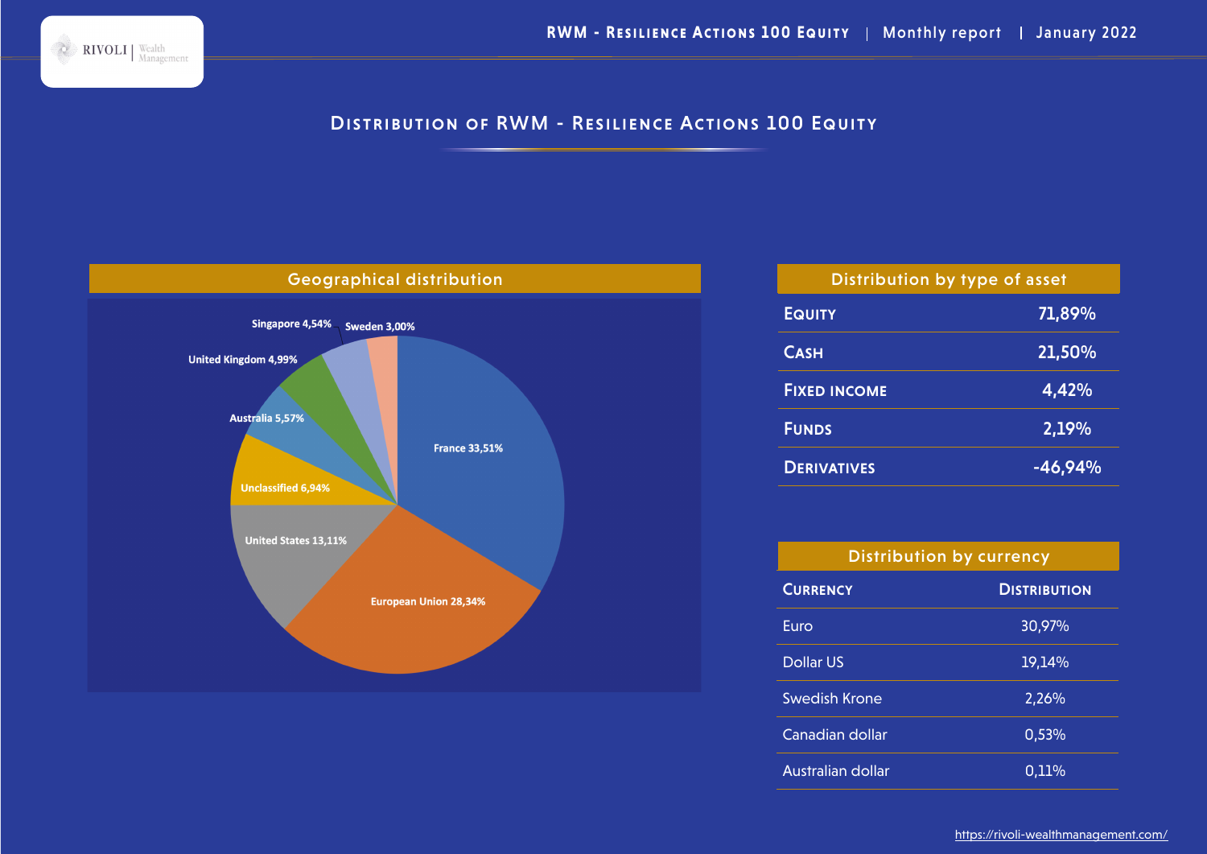# Distribution of RWM - Resilience Actions 100 Equity

## Geographical distribution

| Country | Distribution |
|---|---|
| France | 33,51% |
| European Union | 28,34% |
| United States | 13,11% |
| Unclassified | 6,94% |
| Australia | 5,57% |
| United Kingdom | 4,99% |
| Singapore | 4,54% |
| Sweden | 3,00% |

## Distribution by type of asset

| Type of asset | Distribution |
|---|---|
| Equity | 71,89% |
| Cash | 21,50% |
| Fixed Income | 4,42% |
| Funds | 2,19% |
| Derivatives | -46,94% |

## Distribution by currency

| Currency | Distribution |
|---|---|
| Euro | 30,97% |
| Dollar US | 19,14% |
| Swedish Krone | 2,26% |
| Canadian dollar | 0,53% |
| Australian dollar | 0,11% |

https://rivoli-wealthmanagement.com/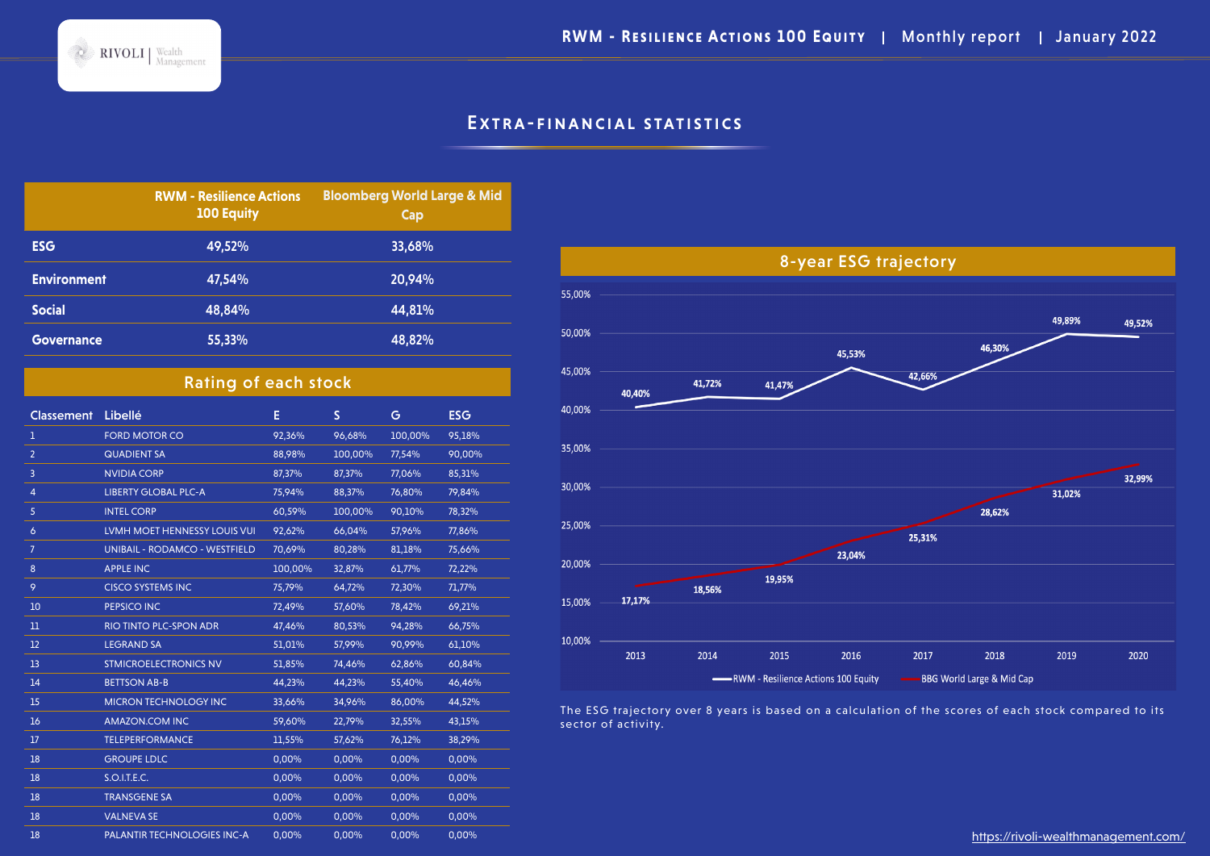## Extra-financial statistics

| | RWM - Resilience Actions 100 Equity | Bloomberg World Large & Mid Cap |
|---|---|---|
| ESG | 49,52% | 33,68% |
| Environment | 47,54% | 20,94% |
| Social | 48,84% | 44,81% |
| Governance | 55,33% | 48,82% |

### Rating of each stock

| Classement | Libellé | E | S | G | ESG |
|---|---|---|---|---|---|
| 1 | FORD MOTOR CO | 92,36% | 96,68% | 100,00% | 95,18% |
| 2 | QUADIENT SA | 88,98% | 100,00% | 77,54% | 90,00% |
| 3 | NVIDIA CORP | 87,37% | 87,37% | 77,06% | 85,31% |
| 4 | LIBERTY GLOBAL PLC-A | 75,94% | 88,37% | 76,80% | 79,84% |
| 5 | INTEL CORP | 60,59% | 100,00% | 90,10% | 78,32% |
| 6 | LVMH MOET HENNESSY LOUIS VUI | 92,62% | 66,04% | 57,96% | 77,86% |
| 7 | UNIBAIL - RODAMCO - WESTFIELD | 70,69% | 80,28% | 81,18% | 75,66% |
| 8 | APPLE INC | 100,00% | 32,87% | 61,77% | 72,22% |
| 9 | CISCO SYSTEMS INC | 75,79% | 64,72% | 72,30% | 71,77% |
| 10 | PEPSICO INC | 72,49% | 57,60% | 78,42% | 69,21% |
| 11 | RIO TINTO PLC-SPON ADR | 47,46% | 80,53% | 94,28% | 66,75% |
| 12 | LEGRAND SA | 51,01% | 57,99% | 90,99% | 61,10% |
| 13 | STMICROELECTRONICS NV | 51,85% | 74,46% | 62,86% | 60,84% |
| 14 | BETTSON AB-B | 44,23% | 44,23% | 55,40% | 46,46% |
| 15 | MICRON TECHNOLOGY INC | 33,66% | 34,96% | 86,00% | 44,52% |
| 16 | AMAZON.COM INC | 59,60% | 22,79% | 32,55% | 43,15% |
| 17 | TELEPERFORMANCE | 11,55% | 57,62% | 76,12% | 38,29% |
| 18 | GROUPE LDLC | 0,00% | 0,00% | 0,00% | 0,00% |
| 18 | S.O.I.T.E.C. | 0,00% | 0,00% | 0,00% | 0,00% |
| 18 | TRANSGENE SA | 0,00% | 0,00% | 0,00% | 0,00% |
| 18 | VALNEVA SE | 0,00% | 0,00% | 0,00% | 0,00% |
| 18 | PALANTIR TECHNOLOGIES INC-A | 0,00% | 0,00% | 0,00% | 0,00% |

### 8-year ESG trajectory

| | 2013 | 2014 | 2015 | 2016 | 2017 | 2018 | 2019 | 2020 |
|---|---|---|---|---|---|---|---|---|
| RWM - Resilience Actions 100 Equity | 40,40% | 41,72% | 41,47% | 45,53% | 42,66% | 46,30% | 49,89% | 49,52% |
| BBG World Large & Mid Cap | 17,17% | 18,56% | 19,95% | 23,04% | 25,31% | 28,62% | 31,02% | 32,99% |

The ESG trajectory over 8 years is based on a calculation of the scores of each stock compared to its sector of activity.

https://rivoli-wealthmanagement.com/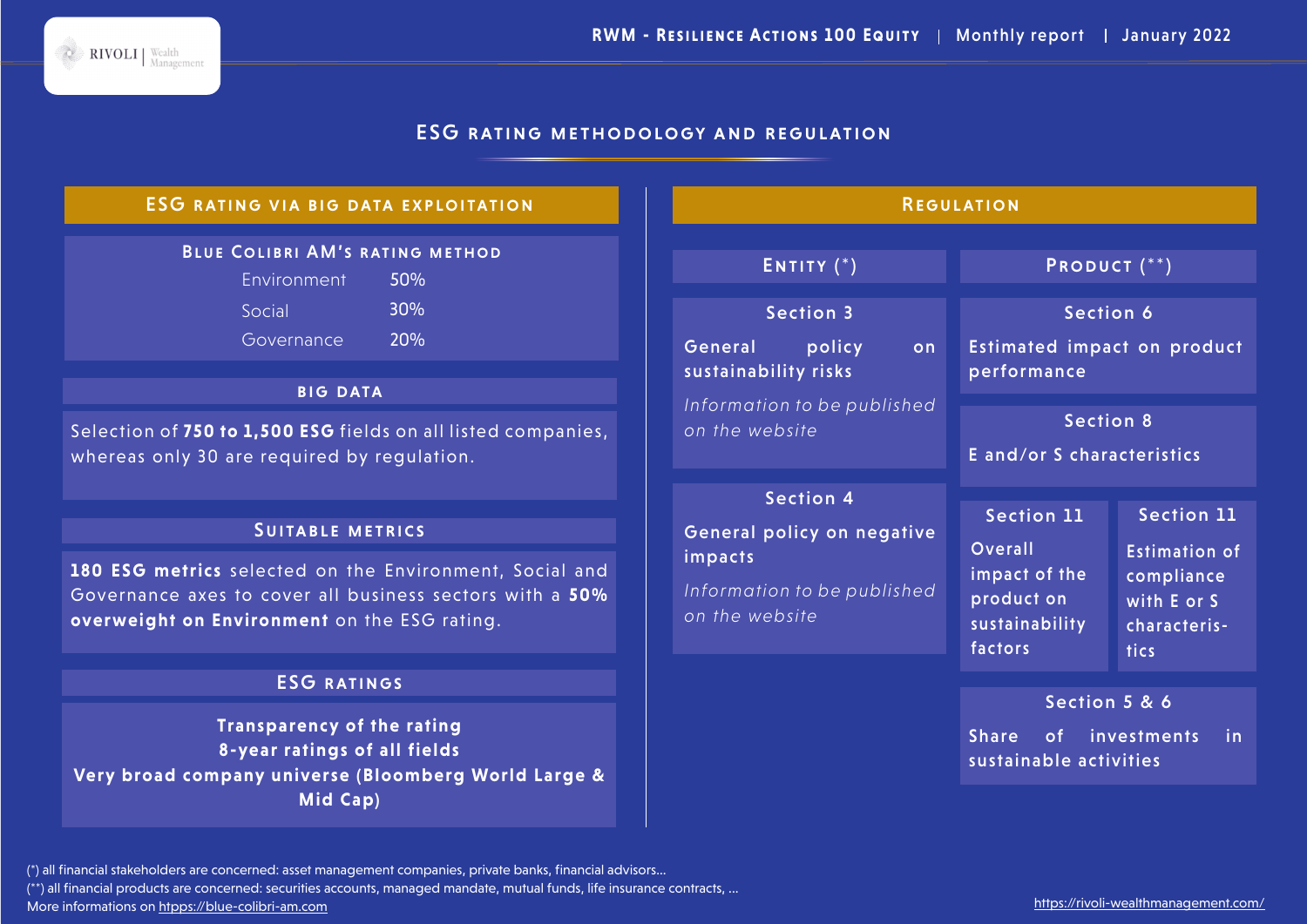# ESG rating methodology and regulation

## ESG rating via big data exploitation

### Blue Colibri AM's rating method

| | |
|---|---|
| Environment | 50% |
| Social | 30% |
| Governance | 20% |

### Big Data

Selection of **750 to 1,500 ESG** fields on all listed companies, whereas only 30 are required by regulation.

### Suitable metrics

**180 ESG metrics** selected on the Environment, Social and Governance axes to cover all business sectors with a **50% overweight on Environment** on the ESG rating.

### ESG ratings

**Transparency of the rating**
**8-year ratings of all fields**
**Very broad company universe (Bloomberg World Large & Mid Cap)**

## Regulation

### Entity (*)

**Section 3**

General policy on sustainability risks

*Information to be published on the website*

**Section 4**

General policy on negative impacts

*Information to be published on the website*

### Product (**)

**Section 6**

Estimated impact on product performance

**Section 8**

E and/or S characteristics

**Section 11**

Overall impact of the product on sustainability factors

**Section 11**

Estimation of compliance with E or S characteristics

**Section 5 & 6**

Share of investments in sustainable activities

(*) all financial stakeholders are concerned: asset management companies, private banks, financial advisors...
(**) all financial products are concerned: securities accounts, managed mandate, mutual funds, life insurance contracts, ...
More informations on https://blue-colibri-am.com

https://rivoli-wealthmanagement.com/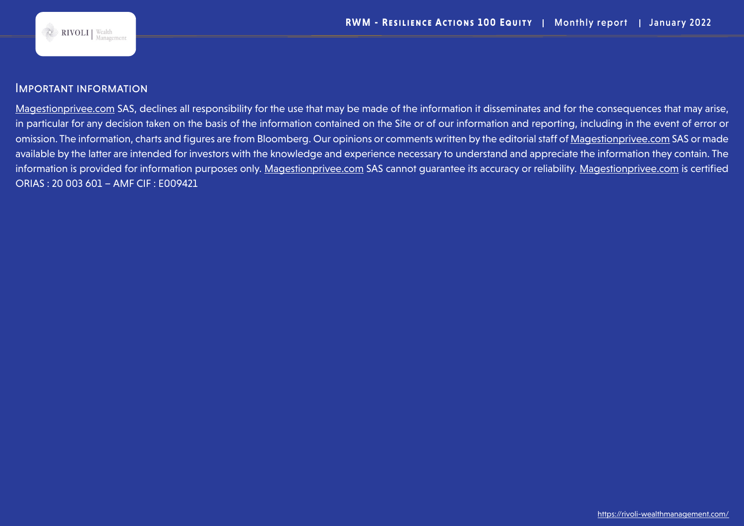## Important information

Magestionprivee.com SAS, declines all responsibility for the use that may be made of the information it disseminates and for the consequences that may arise, in particular for any decision taken on the basis of the information contained on the Site or of our information and reporting, including in the event of error or omission. The information, charts and figures are from Bloomberg. Our opinions or comments written by the editorial staff of Magestionprivee.com SAS or made available by the latter are intended for investors with the knowledge and experience necessary to understand and appreciate the information they contain. The information is provided for information purposes only. Magestionprivee.com SAS cannot guarantee its accuracy or reliability. Magestionprivee.com is certified ORIAS : 20 003 601 – AMF CIF : E009421